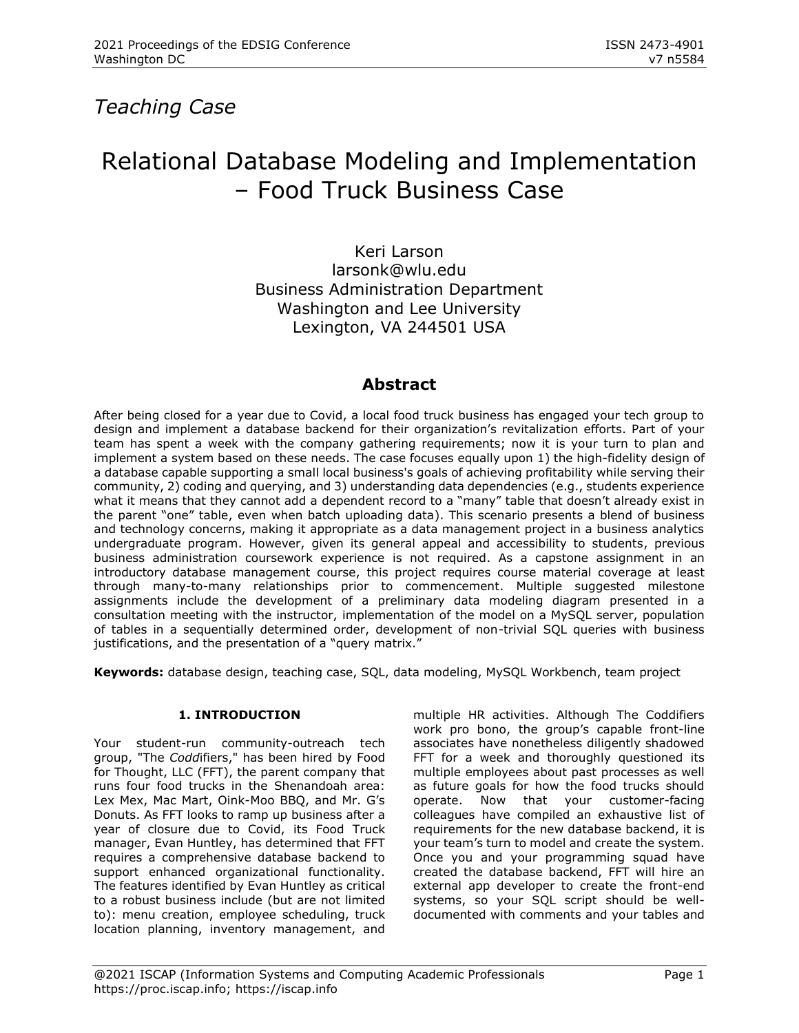*Teaching Case*

# Relational Database Modeling and Implementation – Food Truck Business Case

Keri Larson
larsonk@wlu.edu
Business Administration Department
Washington and Lee University
Lexington, VA 244501 USA

## Abstract

After being closed for a year due to Covid, a local food truck business has engaged your tech group to design and implement a database backend for their organization's revitalization efforts. Part of your team has spent a week with the company gathering requirements; now it is your turn to plan and implement a system based on these needs. The case focuses equally upon 1) the high-fidelity design of a database capable supporting a small local business's goals of achieving profitability while serving their community, 2) coding and querying, and 3) understanding data dependencies (e.g., students experience what it means that they cannot add a dependent record to a "many" table that doesn't already exist in the parent "one" table, even when batch uploading data). This scenario presents a blend of business and technology concerns, making it appropriate as a data management project in a business analytics undergraduate program. However, given its general appeal and accessibility to students, previous business administration coursework experience is not required. As a capstone assignment in an introductory database management course, this project requires course material coverage at least through many-to-many relationships prior to commencement. Multiple suggested milestone assignments include the development of a preliminary data modeling diagram presented in a consultation meeting with the instructor, implementation of the model on a MySQL server, population of tables in a sequentially determined order, development of non-trivial SQL queries with business justifications, and the presentation of a "query matrix."

**Keywords:** database design, teaching case, SQL, data modeling, MySQL Workbench, team project

## 1. INTRODUCTION

Your student-run community-outreach tech group, "The *Codd*ifiers," has been hired by Food for Thought, LLC (FFT), the parent company that runs four food trucks in the Shenandoah area: Lex Mex, Mac Mart, Oink-Moo BBQ, and Mr. G's Donuts. As FFT looks to ramp up business after a year of closure due to Covid, its Food Truck manager, Evan Huntley, has determined that FFT requires a comprehensive database backend to support enhanced organizational functionality. The features identified by Evan Huntley as critical to a robust business include (but are not limited to): menu creation, employee scheduling, truck location planning, inventory management, and multiple HR activities. Although The Coddifiers work pro bono, the group's capable front-line associates have nonetheless diligently shadowed FFT for a week and thoroughly questioned its multiple employees about past processes as well as future goals for how the food trucks should operate. Now that your customer-facing colleagues have compiled an exhaustive list of requirements for the new database backend, it is your team's turn to model and create the system. Once you and your programming squad have created the database backend, FFT will hire an external app developer to create the front-end systems, so your SQL script should be well-documented with comments and your tables and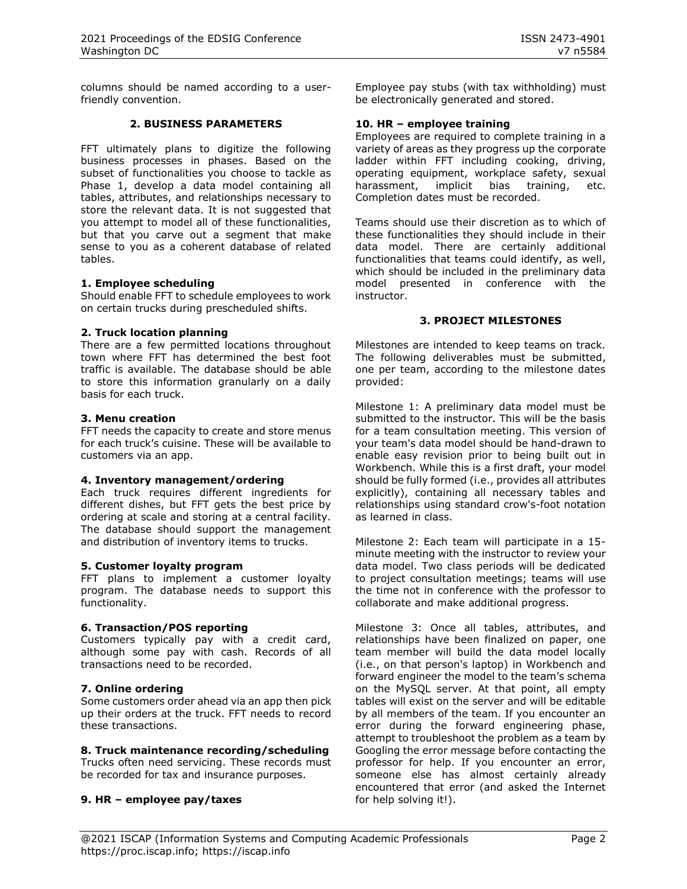columns should be named according to a user-friendly convention.

## 2. BUSINESS PARAMETERS

FFT ultimately plans to digitize the following business processes in phases. Based on the subset of functionalities you choose to tackle as Phase 1, develop a data model containing all tables, attributes, and relationships necessary to store the relevant data. It is not suggested that you attempt to model all of these functionalities, but that you carve out a segment that make sense to you as a coherent database of related tables.

**1. Employee scheduling**
Should enable FFT to schedule employees to work on certain trucks during prescheduled shifts.

**2. Truck location planning**
There are a few permitted locations throughout town where FFT has determined the best foot traffic is available. The database should be able to store this information granularly on a daily basis for each truck.

**3. Menu creation**
FFT needs the capacity to create and store menus for each truck's cuisine. These will be available to customers via an app.

**4. Inventory management/ordering**
Each truck requires different ingredients for different dishes, but FFT gets the best price by ordering at scale and storing at a central facility. The database should support the management and distribution of inventory items to trucks.

**5. Customer loyalty program**
FFT plans to implement a customer loyalty program. The database needs to support this functionality.

**6. Transaction/POS reporting**
Customers typically pay with a credit card, although some pay with cash. Records of all transactions need to be recorded.

**7. Online ordering**
Some customers order ahead via an app then pick up their orders at the truck. FFT needs to record these transactions.

**8. Truck maintenance recording/scheduling**
Trucks often need servicing. These records must be recorded for tax and insurance purposes.

**9. HR – employee pay/taxes**
Employee pay stubs (with tax withholding) must be electronically generated and stored.

**10. HR – employee training**
Employees are required to complete training in a variety of areas as they progress up the corporate ladder within FFT including cooking, driving, operating equipment, workplace safety, sexual harassment, implicit bias training, etc. Completion dates must be recorded.

Teams should use their discretion as to which of these functionalities they should include in their data model. There are certainly additional functionalities that teams could identify, as well, which should be included in the preliminary data model presented in conference with the instructor.

## 3. PROJECT MILESTONES

Milestones are intended to keep teams on track. The following deliverables must be submitted, one per team, according to the milestone dates provided:

Milestone 1: A preliminary data model must be submitted to the instructor. This will be the basis for a team consultation meeting. This version of your team's data model should be hand-drawn to enable easy revision prior to being built out in Workbench. While this is a first draft, your model should be fully formed (i.e., provides all attributes explicitly), containing all necessary tables and relationships using standard crow's-foot notation as learned in class.

Milestone 2: Each team will participate in a 15-minute meeting with the instructor to review your data model. Two class periods will be dedicated to project consultation meetings; teams will use the time not in conference with the professor to collaborate and make additional progress.

Milestone 3: Once all tables, attributes, and relationships have been finalized on paper, one team member will build the data model locally (i.e., on that person's laptop) in Workbench and forward engineer the model to the team's schema on the MySQL server. At that point, all empty tables will exist on the server and will be editable by all members of the team. If you encounter an error during the forward engineering phase, attempt to troubleshoot the problem as a team by Googling the error message before contacting the professor for help. If you encounter an error, someone else has almost certainly already encountered that error (and asked the Internet for help solving it!).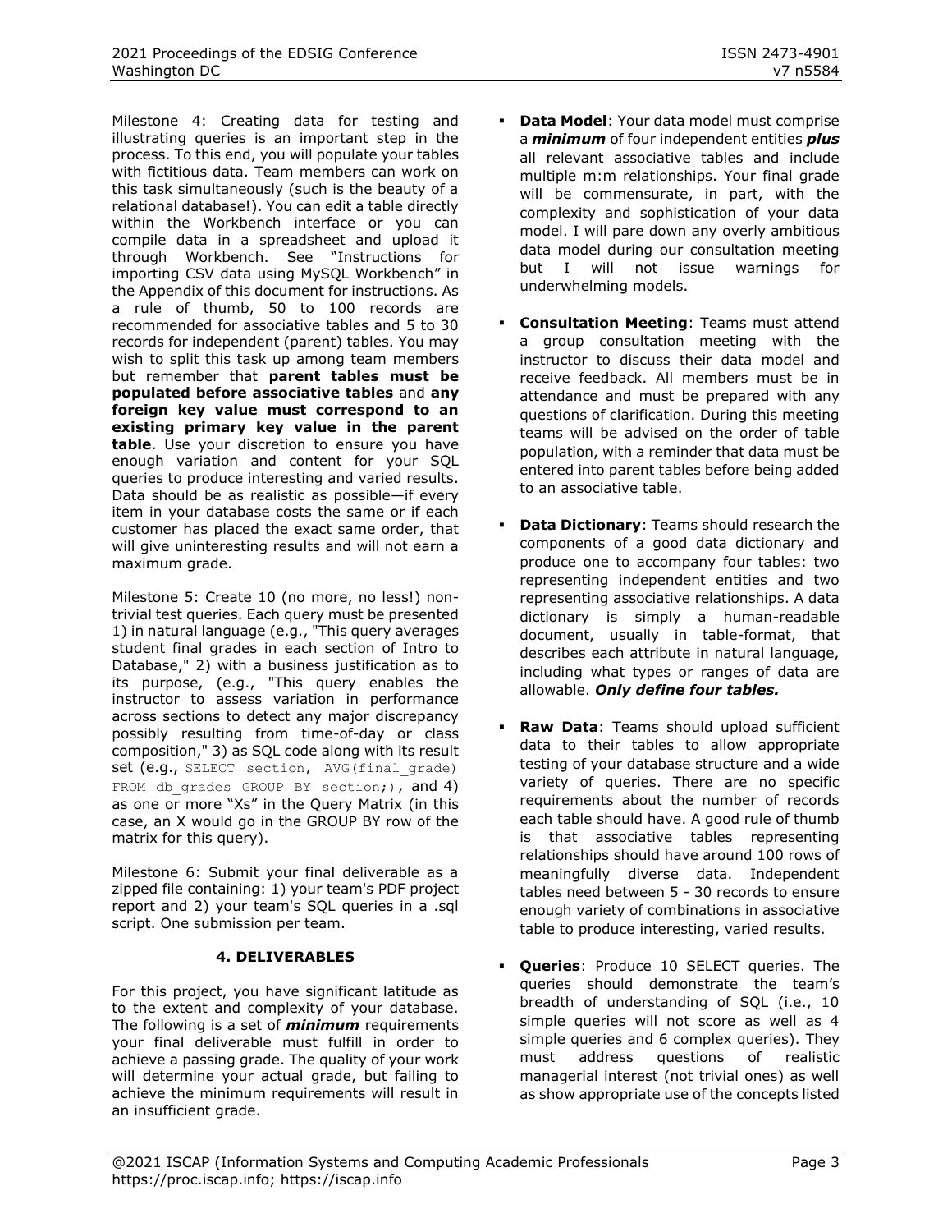Milestone 4: Creating data for testing and illustrating queries is an important step in the process. To this end, you will populate your tables with fictitious data. Team members can work on this task simultaneously (such is the beauty of a relational database!). You can edit a table directly within the Workbench interface or you can compile data in a spreadsheet and upload it through Workbench. See "Instructions for importing CSV data using MySQL Workbench" in the Appendix of this document for instructions. As a rule of thumb, 50 to 100 records are recommended for associative tables and 5 to 30 records for independent (parent) tables. You may wish to split this task up among team members but remember that **parent tables must be populated before associative tables** and **any foreign key value must correspond to an existing primary key value in the parent table**. Use your discretion to ensure you have enough variation and content for your SQL queries to produce interesting and varied results. Data should be as realistic as possible—if every item in your database costs the same or if each customer has placed the exact same order, that will give uninteresting results and will not earn a maximum grade.

Milestone 5: Create 10 (no more, no less!) non-trivial test queries. Each query must be presented 1) in natural language (e.g., "This query averages student final grades in each section of Intro to Database," 2) with a business justification as to its purpose, (e.g., "This query enables the instructor to assess variation in performance across sections to detect any major discrepancy possibly resulting from time-of-day or class composition," 3) as SQL code along with its result set (e.g., `SELECT section, AVG(final_grade) FROM db_grades GROUP BY section;`), and 4) as one or more "Xs" in the Query Matrix (in this case, an X would go in the GROUP BY row of the matrix for this query).

Milestone 6: Submit your final deliverable as a zipped file containing: 1) your team's PDF project report and 2) your team's SQL queries in a .sql script. One submission per team.

## 4. DELIVERABLES

For this project, you have significant latitude as to the extent and complexity of your database. The following is a set of ***minimum*** requirements your final deliverable must fulfill in order to achieve a passing grade. The quality of your work will determine your actual grade, but failing to achieve the minimum requirements will result in an insufficient grade.

- **Data Model**: Your data model must comprise a ***minimum*** of four independent entities ***plus*** all relevant associative tables and include multiple m:m relationships. Your final grade will be commensurate, in part, with the complexity and sophistication of your data model. I will pare down any overly ambitious data model during our consultation meeting but I will not issue warnings for underwhelming models.

- **Consultation Meeting**: Teams must attend a group consultation meeting with the instructor to discuss their data model and receive feedback. All members must be in attendance and must be prepared with any questions of clarification. During this meeting teams will be advised on the order of table population, with a reminder that data must be entered into parent tables before being added to an associative table.

- **Data Dictionary**: Teams should research the components of a good data dictionary and produce one to accompany four tables: two representing independent entities and two representing associative relationships. A data dictionary is simply a human-readable document, usually in table-format, that describes each attribute in natural language, including what types or ranges of data are allowable. ***Only define four tables.***

- **Raw Data**: Teams should upload sufficient data to their tables to allow appropriate testing of your database structure and a wide variety of queries. There are no specific requirements about the number of records each table should have. A good rule of thumb is that associative tables representing relationships should have around 100 rows of meaningfully diverse data. Independent tables need between 5 - 30 records to ensure enough variety of combinations in associative table to produce interesting, varied results.

- **Queries**: Produce 10 SELECT queries. The queries should demonstrate the team's breadth of understanding of SQL (i.e., 10 simple queries will not score as well as 4 simple queries and 6 complex queries). They must address questions of realistic managerial interest (not trivial ones) as well as show appropriate use of the concepts listed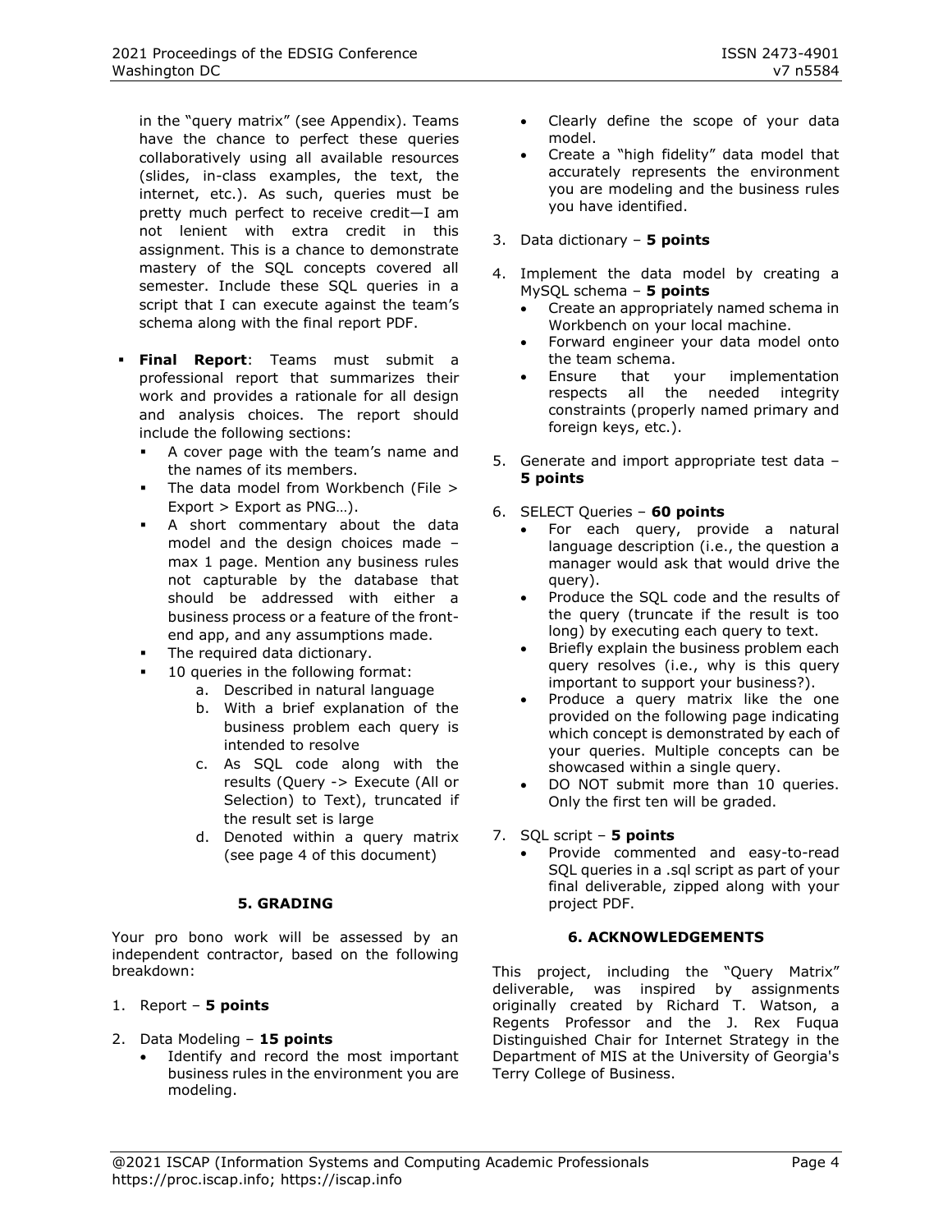in the "query matrix" (see Appendix). Teams have the chance to perfect these queries collaboratively using all available resources (slides, in-class examples, the text, the internet, etc.). As such, queries must be pretty much perfect to receive credit—I am not lenient with extra credit in this assignment. This is a chance to demonstrate mastery of the SQL concepts covered all semester. Include these SQL queries in a script that I can execute against the team's schema along with the final report PDF.

- **Final Report**: Teams must submit a professional report that summarizes their work and provides a rationale for all design and analysis choices. The report should include the following sections:
  - A cover page with the team's name and the names of its members.
  - The data model from Workbench (File > Export > Export as PNG…).
  - A short commentary about the data model and the design choices made – max 1 page. Mention any business rules not capturable by the database that should be addressed with either a business process or a feature of the front-end app, and any assumptions made.
  - The required data dictionary.
  - 10 queries in the following format:
    a. Described in natural language
    b. With a brief explanation of the business problem each query is intended to resolve
    c. As SQL code along with the results (Query -> Execute (All or Selection) to Text), truncated if the result set is large
    d. Denoted within a query matrix (see page 4 of this document)

## 5. GRADING

Your pro bono work will be assessed by an independent contractor, based on the following breakdown:

1. Report – **5 points**
2. Data Modeling – **15 points**
   - Identify and record the most important business rules in the environment you are modeling.
   - Clearly define the scope of your data model.
   - Create a "high fidelity" data model that accurately represents the environment you are modeling and the business rules you have identified.
3. Data dictionary – **5 points**
4. Implement the data model by creating a MySQL schema – **5 points**
   - Create an appropriately named schema in Workbench on your local machine.
   - Forward engineer your data model onto the team schema.
   - Ensure that your implementation respects all the needed integrity constraints (properly named primary and foreign keys, etc.).
5. Generate and import appropriate test data – **5 points**
6. SELECT Queries – **60 points**
   - For each query, provide a natural language description (i.e., the question a manager would ask that would drive the query).
   - Produce the SQL code and the results of the query (truncate if the result is too long) by executing each query to text.
   - Briefly explain the business problem each query resolves (i.e., why is this query important to support your business?).
   - Produce a query matrix like the one provided on the following page indicating which concept is demonstrated by each of your queries. Multiple concepts can be showcased within a single query.
   - DO NOT submit more than 10 queries. Only the first ten will be graded.
7. SQL script – **5 points**
   - Provide commented and easy-to-read SQL queries in a .sql script as part of your final deliverable, zipped along with your project PDF.

## 6. ACKNOWLEDGEMENTS

This project, including the "Query Matrix" deliverable, was inspired by assignments originally created by Richard T. Watson, a Regents Professor and the J. Rex Fuqua Distinguished Chair for Internet Strategy in the Department of MIS at the University of Georgia's Terry College of Business.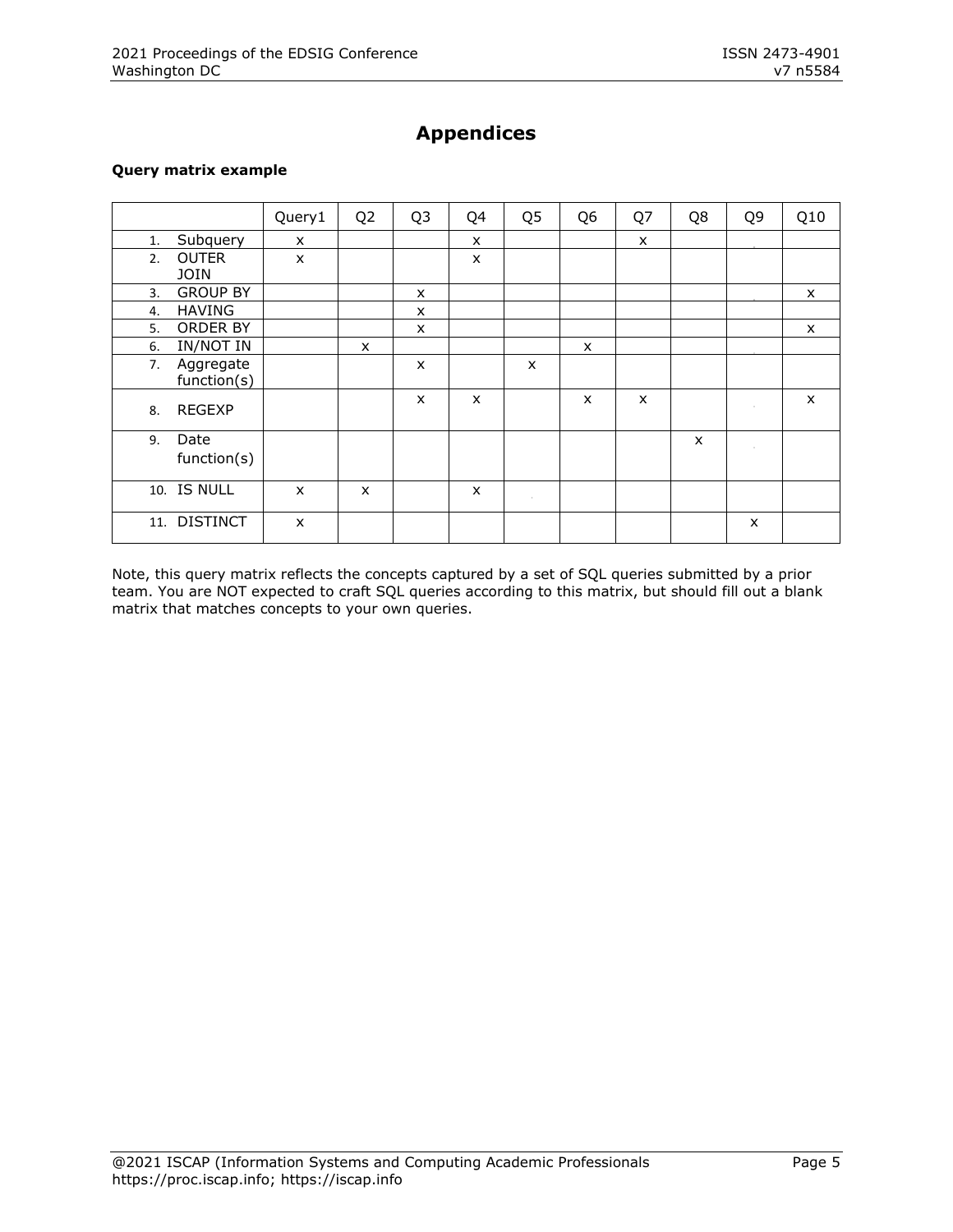# Appendices

**Query matrix example**

| | Query1 | Q2 | Q3 | Q4 | Q5 | Q6 | Q7 | Q8 | Q9 | Q10 |
|---|---|---|---|---|---|---|---|---|---|---|
| 1. Subquery | x | | | x | | | x | | | |
| 2. OUTER JOIN | x | | | x | | | | | | |
| 3. GROUP BY | | | x | | | | | | | x |
| 4. HAVING | | | x | | | | | | | |
| 5. ORDER BY | | | x | | | | | | | x |
| 6. IN/NOT IN | | x | | | | x | | | | |
| 7. Aggregate function(s) | | | x | | x | | | | | |
| 8. REGEXP | | | x | x | | x | x | | | x |
| 9. Date function(s) | | | | | | | | x | | |
| 10. IS NULL | x | x | | x | | | | | | |
| 11. DISTINCT | x | | | | | | | | x | |

Note, this query matrix reflects the concepts captured by a set of SQL queries submitted by a prior team. You are NOT expected to craft SQL queries according to this matrix, but should fill out a blank matrix that matches concepts to your own queries.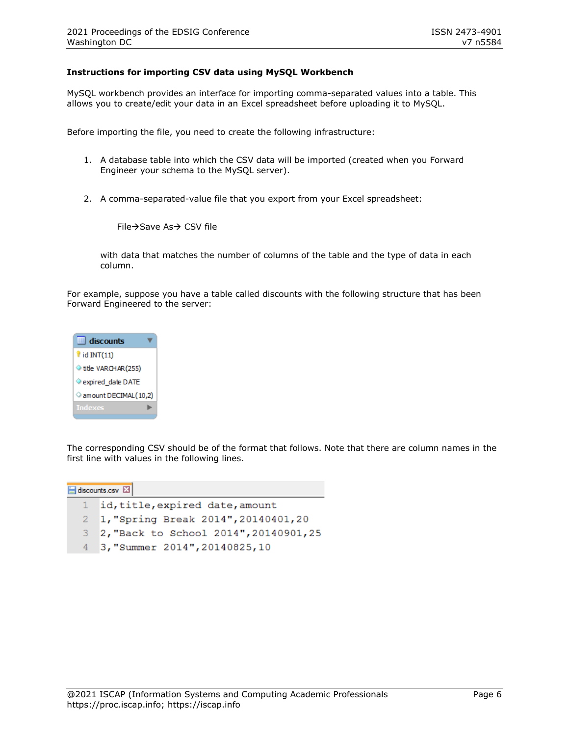**Instructions for importing CSV data using MySQL Workbench**

MySQL workbench provides an interface for importing comma-separated values into a table. This allows you to create/edit your data in an Excel spreadsheet before uploading it to MySQL.

Before importing the file, you need to create the following infrastructure:

1. A database table into which the CSV data will be imported (created when you Forward Engineer your schema to the MySQL server).

2. A comma-separated-value file that you export from your Excel spreadsheet:

   File→Save As→ CSV file

   with data that matches the number of columns of the table and the type of data in each column.

For example, suppose you have a table called discounts with the following structure that has been Forward Engineered to the server:

discounts
id INT(11)
title VARCHAR(255)
expired_date DATE
amount DECIMAL(10,2)
Indexes

The corresponding CSV should be of the format that follows. Note that there are column names in the first line with values in the following lines.

discounts.csv

```
1 id,title,expired date,amount
2 1,"Spring Break 2014",20140401,20
3 2,"Back to School 2014",20140901,25
4 3,"Summer 2014",20140825,10
```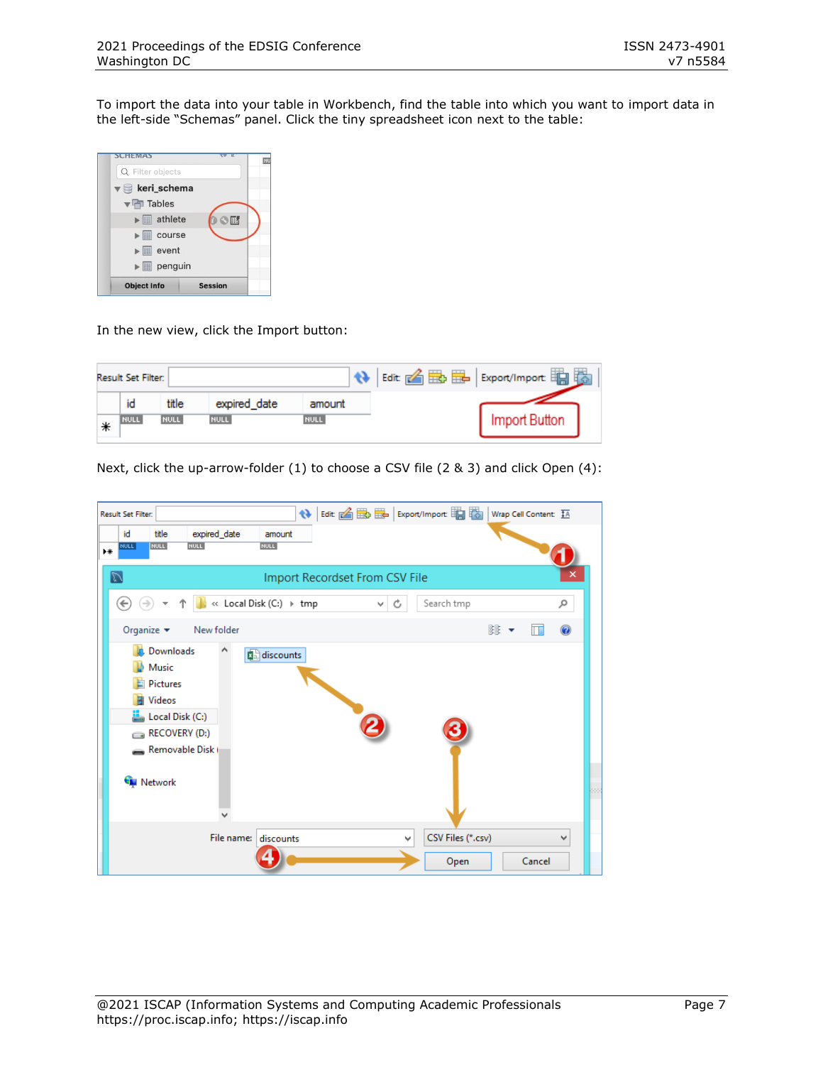To import the data into your table in Workbench, find the table into which you want to import data in the left-side "Schemas" panel. Click the tiny spreadsheet icon next to the table:

In the new view, click the Import button:

Next, click the up-arrow-folder (1) to choose a CSV file (2 & 3) and click Open (4):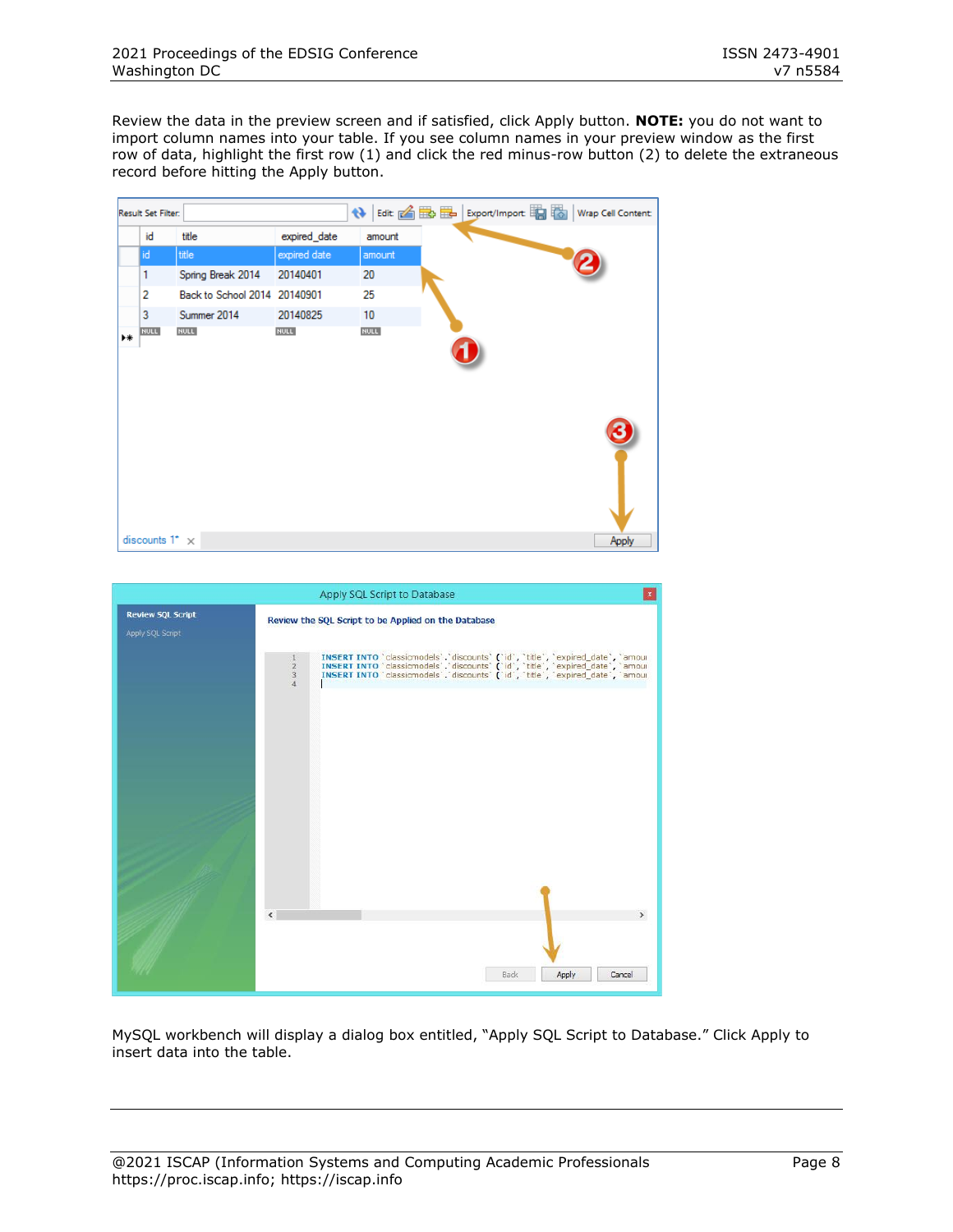Review the data in the preview screen and if satisfied, click Apply button. **NOTE:** you do not want to import column names into your table. If you see column names in your preview window as the first row of data, highlight the first row (1) and click the red minus-row button (2) to delete the extraneous record before hitting the Apply button.

MySQL workbench will display a dialog box entitled, "Apply SQL Script to Database." Click Apply to insert data into the table.